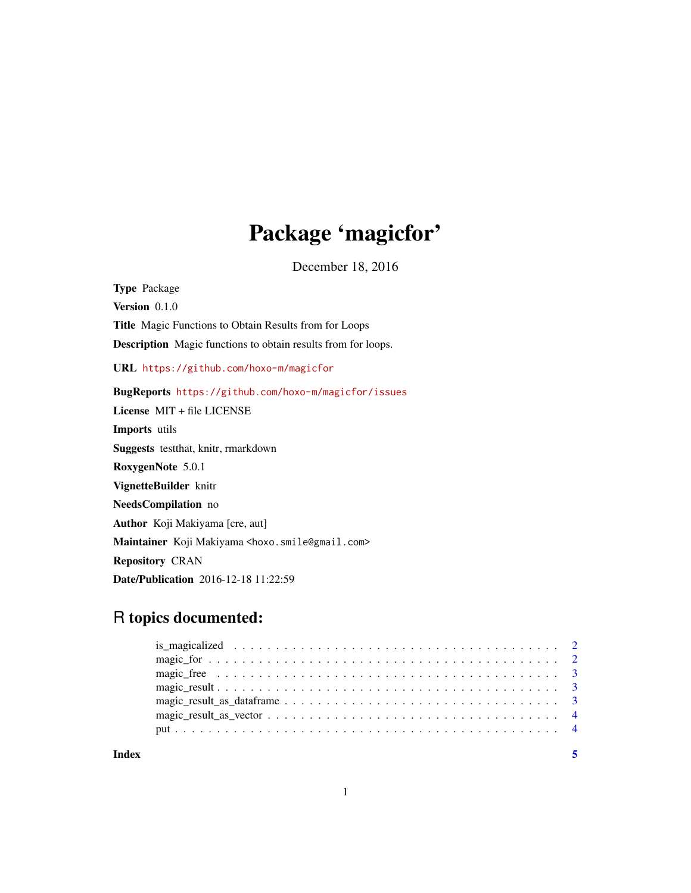# Package 'magicfor'

December 18, 2016

**Type** Package

**Version** 0.1.0

**Title** Magic Functions to Obtain Results from for Loops

**Description** Magic functions to obtain results from for loops.

**URL** https://github.com/hoxo-m/magicfor

**BugReports** https://github.com/hoxo-m/magicfor/issues

**License** MIT + file LICENSE

**Imports** utils

**Suggests** testthat, knitr, rmarkdown

**RoxygenNote** 5.0.1

**VignetteBuilder** knitr

**NeedsCompilation** no

**Author** Koji Makiyama [cre, aut]

**Maintainer** Koji Makiyama <hoxo.smile@gmail.com>

**Repository** CRAN

**Date/Publication** 2016-12-18 11:22:59

## R topics documented:

- is_magicalized . . . . . . . . . . . . . . . . . . . . . . . . . . . . . . . . . . . . . . 2
- magic_for . . . . . . . . . . . . . . . . . . . . . . . . . . . . . . . . . . . . . . . . . 2
- magic_free . . . . . . . . . . . . . . . . . . . . . . . . . . . . . . . . . . . . . . . . 3
- magic_result . . . . . . . . . . . . . . . . . . . . . . . . . . . . . . . . . . . . . . . 3
- magic_result_as_dataframe . . . . . . . . . . . . . . . . . . . . . . . . . . . . . . . . 3
- magic_result_as_vector . . . . . . . . . . . . . . . . . . . . . . . . . . . . . . . . . 4
- put . . . . . . . . . . . . . . . . . . . . . . . . . . . . . . . . . . . . . . . . . . . . 4

**Index** **5**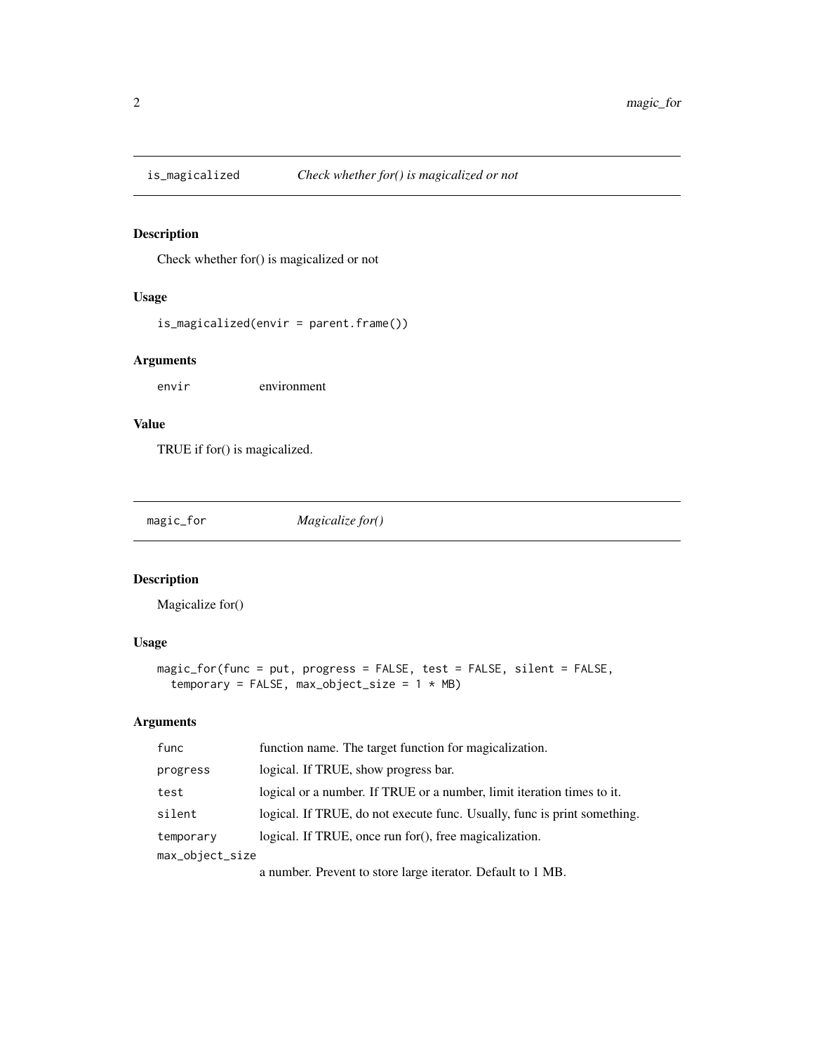## is_magicalized *Check whether for() is magicalized or not*

### Description

Check whether for() is magicalized or not

### Usage

```
is_magicalized(envir = parent.frame())
```

### Arguments

| | |
|---|---|
| envir | environment |

### Value

TRUE if for() is magicalized.

## magic_for *Magicalize for()*

### Description

Magicalize for()

### Usage

```
magic_for(func = put, progress = FALSE, test = FALSE, silent = FALSE,
  temporary = FALSE, max_object_size = 1 * MB)
```

### Arguments

| | |
|---|---|
| func | function name. The target function for magicalization. |
| progress | logical. If TRUE, show progress bar. |
| test | logical or a number. If TRUE or a number, limit iteration times to it. |
| silent | logical. If TRUE, do not execute func. Usually, func is print something. |
| temporary | logical. If TRUE, once run for(), free magicalization. |
| max_object_size | a number. Prevent to store large iterator. Default to 1 MB. |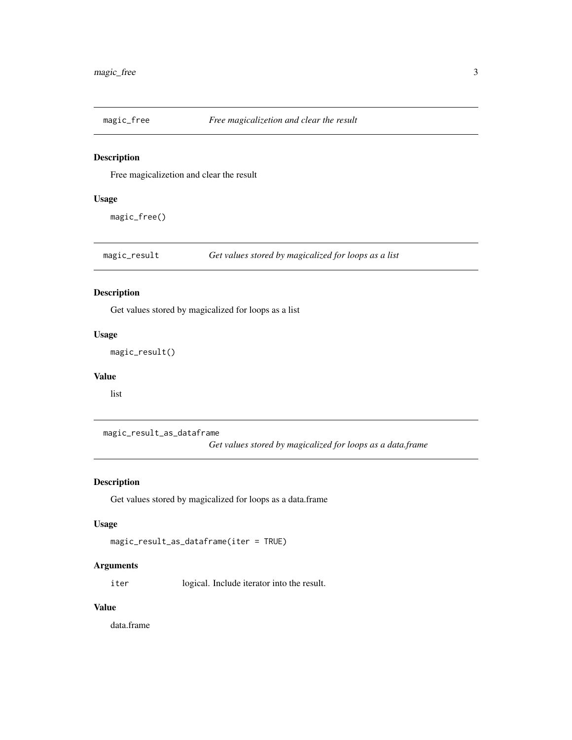## magic_free — *Free magicalizetion and clear the result*

### Description

Free magicalizetion and clear the result

### Usage

```
magic_free()
```

## magic_result — *Get values stored by magicalized for loops as a list*

### Description

Get values stored by magicalized for loops as a list

### Usage

```
magic_result()
```

### Value

list

## magic_result_as_dataframe — *Get values stored by magicalized for loops as a data.frame*

### Description

Get values stored by magicalized for loops as a data.frame

### Usage

```
magic_result_as_dataframe(iter = TRUE)
```

### Arguments

| | |
|---|---|
| `iter` | logical. Include iterator into the result. |

### Value

data.frame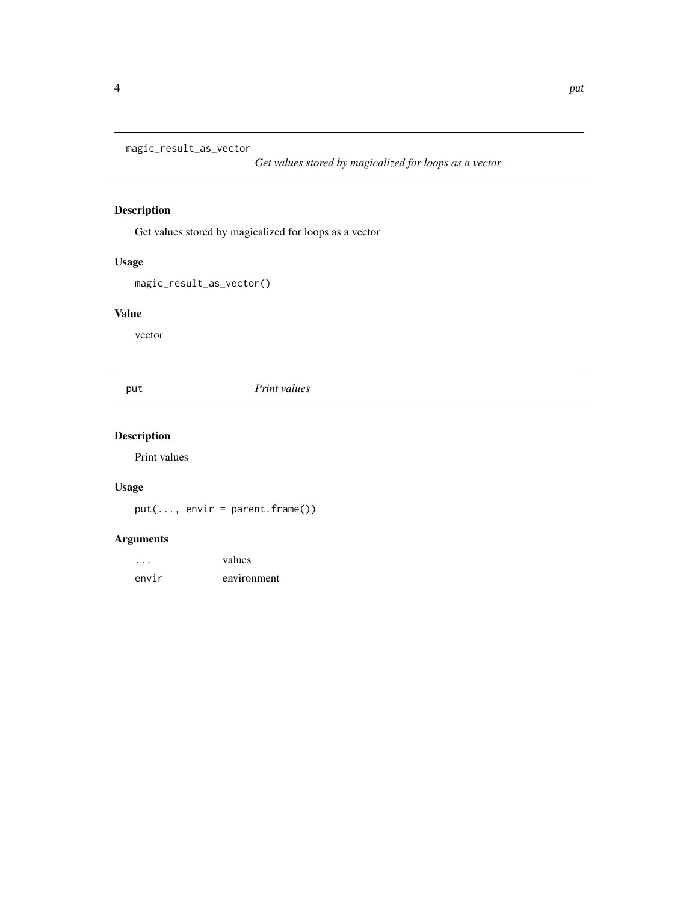## magic_result_as_vector

*Get values stored by magicalized for loops as a vector*

### Description

Get values stored by magicalized for loops as a vector

### Usage

```
magic_result_as_vector()
```

### Value

vector

## put

*Print values*

### Description

Print values

### Usage

```
put(..., envir = parent.frame())
```

### Arguments

| | |
|---|---|
| `...` | values |
| `envir` | environment |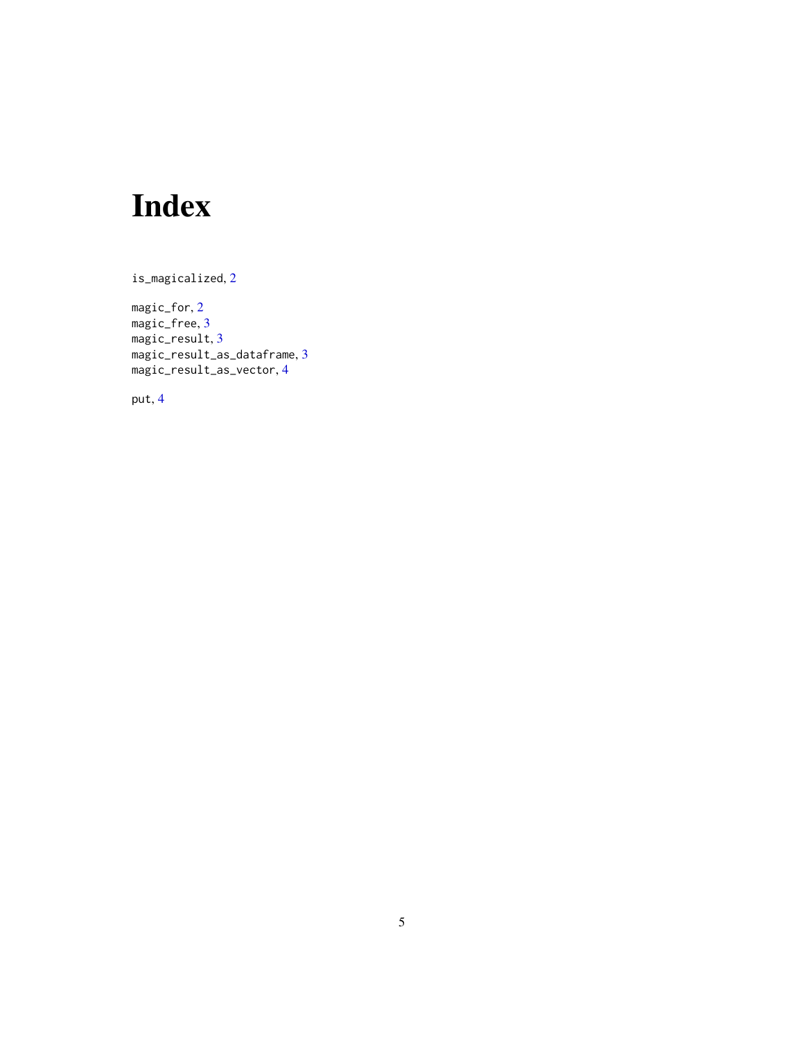# Index

is_magicalized, 2

magic_for, 2
magic_free, 3
magic_result, 3
magic_result_as_dataframe, 3
magic_result_as_vector, 4

put, 4